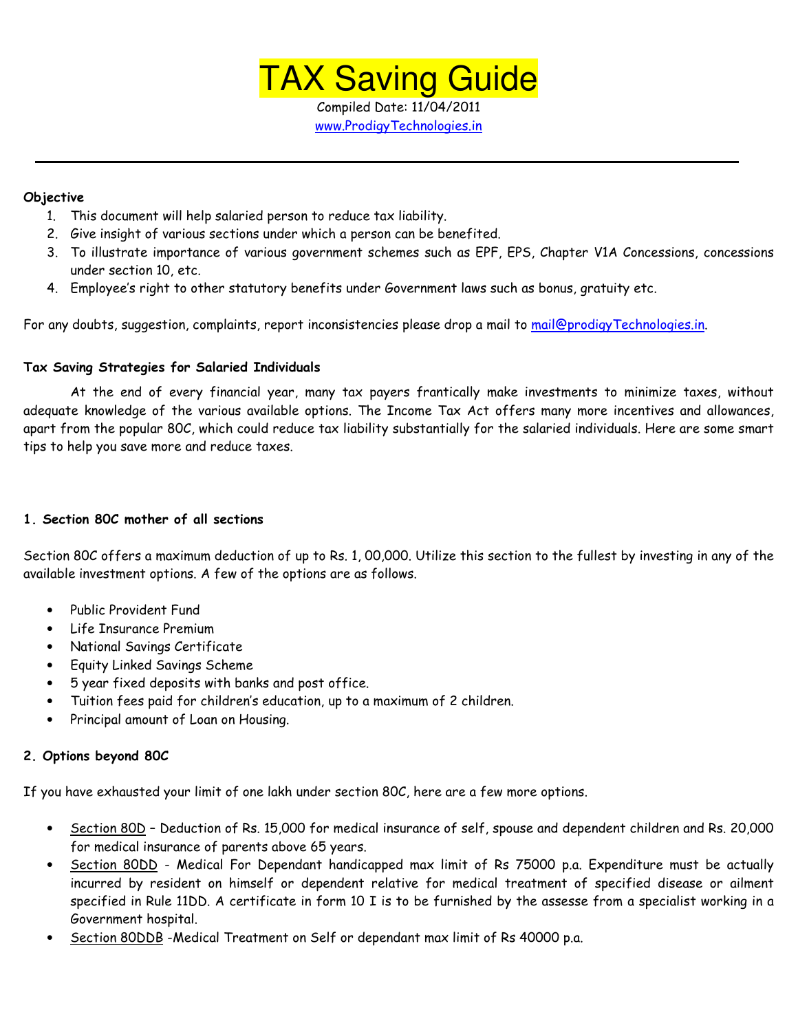# TAX Saving Guide

Compiled Date: 11/04/2011

www.ProdigyTechnologies.in

---

**Objective**

1. This document will help salaried person to reduce tax liability.
2. Give insight of various sections under which a person can be benefited.
3. To illustrate importance of various government schemes such as EPF, EPS, Chapter V1A Concessions, concessions under section 10, etc.
4. Employee's right to other statutory benefits under Government laws such as bonus, gratuity etc.

For any doubts, suggestion, complaints, report inconsistencies please drop a mail to mail@prodigyTechnologies.in.

**Tax Saving Strategies for Salaried Individuals**

At the end of every financial year, many tax payers frantically make investments to minimize taxes, without adequate knowledge of the various available options. The Income Tax Act offers many more incentives and allowances, apart from the popular 80C, which could reduce tax liability substantially for the salaried individuals. Here are some smart tips to help you save more and reduce taxes.

**1. Section 80C mother of all sections**

Section 80C offers a maximum deduction of up to Rs. 1, 00,000. Utilize this section to the fullest by investing in any of the available investment options. A few of the options are as follows.

- Public Provident Fund
- Life Insurance Premium
- National Savings Certificate
- Equity Linked Savings Scheme
- 5 year fixed deposits with banks and post office.
- Tuition fees paid for children's education, up to a maximum of 2 children.
- Principal amount of Loan on Housing.

**2. Options beyond 80C**

If you have exhausted your limit of one lakh under section 80C, here are a few more options.

- Section 80D – Deduction of Rs. 15,000 for medical insurance of self, spouse and dependent children and Rs. 20,000 for medical insurance of parents above 65 years.
- Section 80DD - Medical For Dependant handicapped max limit of Rs 75000 p.a. Expenditure must be actually incurred by resident on himself or dependent relative for medical treatment of specified disease or ailment specified in Rule 11DD. A certificate in form 10 I is to be furnished by the assesse from a specialist working in a Government hospital.
- Section 80DDB -Medical Treatment on Self or dependant max limit of Rs 40000 p.a.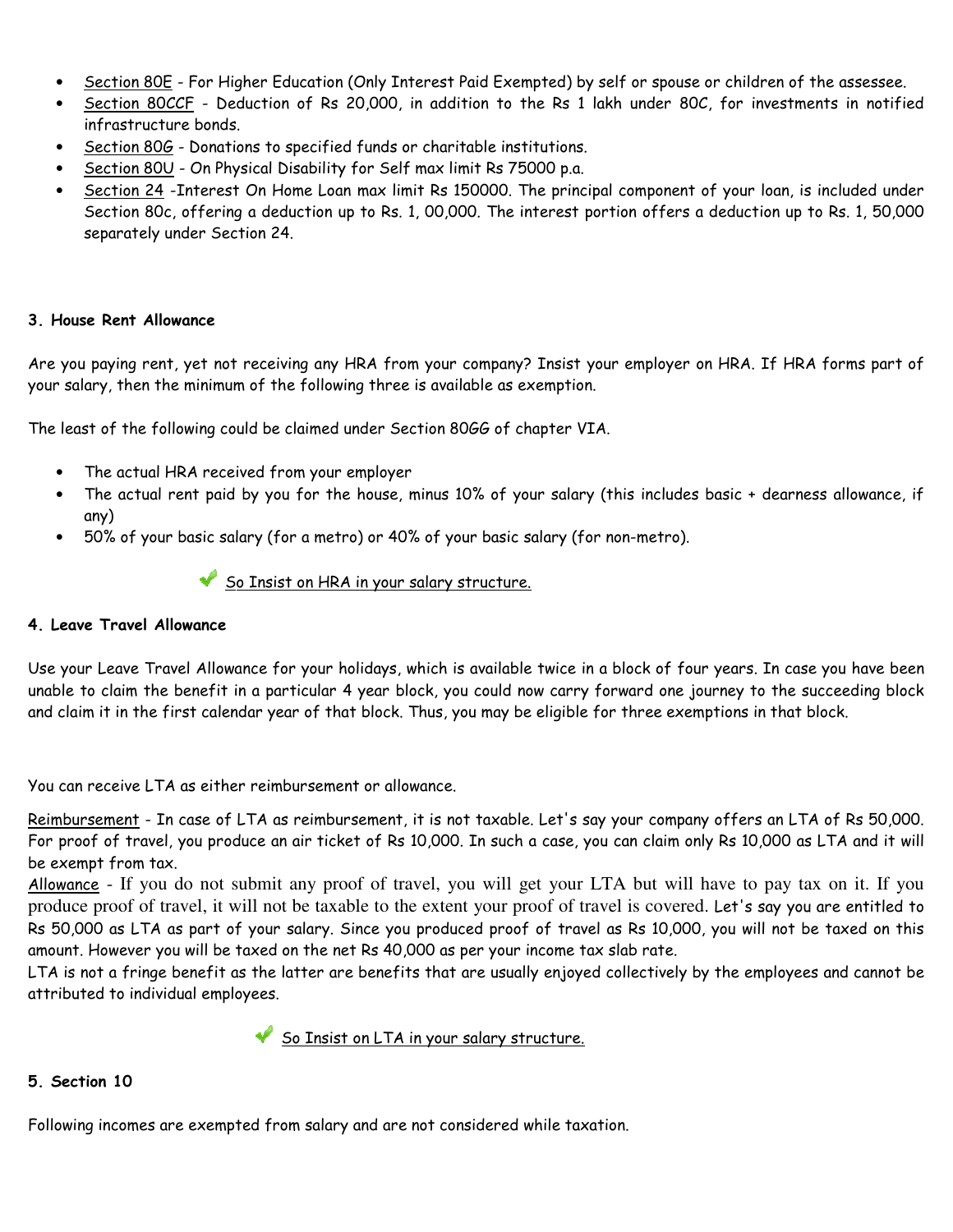- Section 80E - For Higher Education (Only Interest Paid Exempted) by self or spouse or children of the assessee.
- Section 80CCF - Deduction of Rs 20,000, in addition to the Rs 1 lakh under 80C, for investments in notified infrastructure bonds.
- Section 80G - Donations to specified funds or charitable institutions.
- Section 80U - On Physical Disability for Self max limit Rs 75000 p.a.
- Section 24 -Interest On Home Loan max limit Rs 150000. The principal component of your loan, is included under Section 80c, offering a deduction up to Rs. 1, 00,000. The interest portion offers a deduction up to Rs. 1, 50,000 separately under Section 24.

### 3. House Rent Allowance

Are you paying rent, yet not receiving any HRA from your company? Insist your employer on HRA. If HRA forms part of your salary, then the minimum of the following three is available as exemption.

The least of the following could be claimed under Section 80GG of chapter VIA.

- The actual HRA received from your employer
- The actual rent paid by you for the house, minus 10% of your salary (this includes basic + dearness allowance, if any)
- 50% of your basic salary (for a metro) or 40% of your basic salary (for non-metro).

✔ So Insist on HRA in your salary structure.

### 4. Leave Travel Allowance

Use your Leave Travel Allowance for your holidays, which is available twice in a block of four years. In case you have been unable to claim the benefit in a particular 4 year block, you could now carry forward one journey to the succeeding block and claim it in the first calendar year of that block. Thus, you may be eligible for three exemptions in that block.

You can receive LTA as either reimbursement or allowance.

Reimbursement - In case of LTA as reimbursement, it is not taxable. Let's say your company offers an LTA of Rs 50,000. For proof of travel, you produce an air ticket of Rs 10,000. In such a case, you can claim only Rs 10,000 as LTA and it will be exempt from tax.

Allowance - If you do not submit any proof of travel, you will get your LTA but will have to pay tax on it. If you produce proof of travel, it will not be taxable to the extent your proof of travel is covered. Let's say you are entitled to Rs 50,000 as LTA as part of your salary. Since you produced proof of travel as Rs 10,000, you will not be taxed on this amount. However you will be taxed on the net Rs 40,000 as per your income tax slab rate.

LTA is not a fringe benefit as the latter are benefits that are usually enjoyed collectively by the employees and cannot be attributed to individual employees.

✔ So Insist on LTA in your salary structure.

### 5. Section 10

Following incomes are exempted from salary and are not considered while taxation.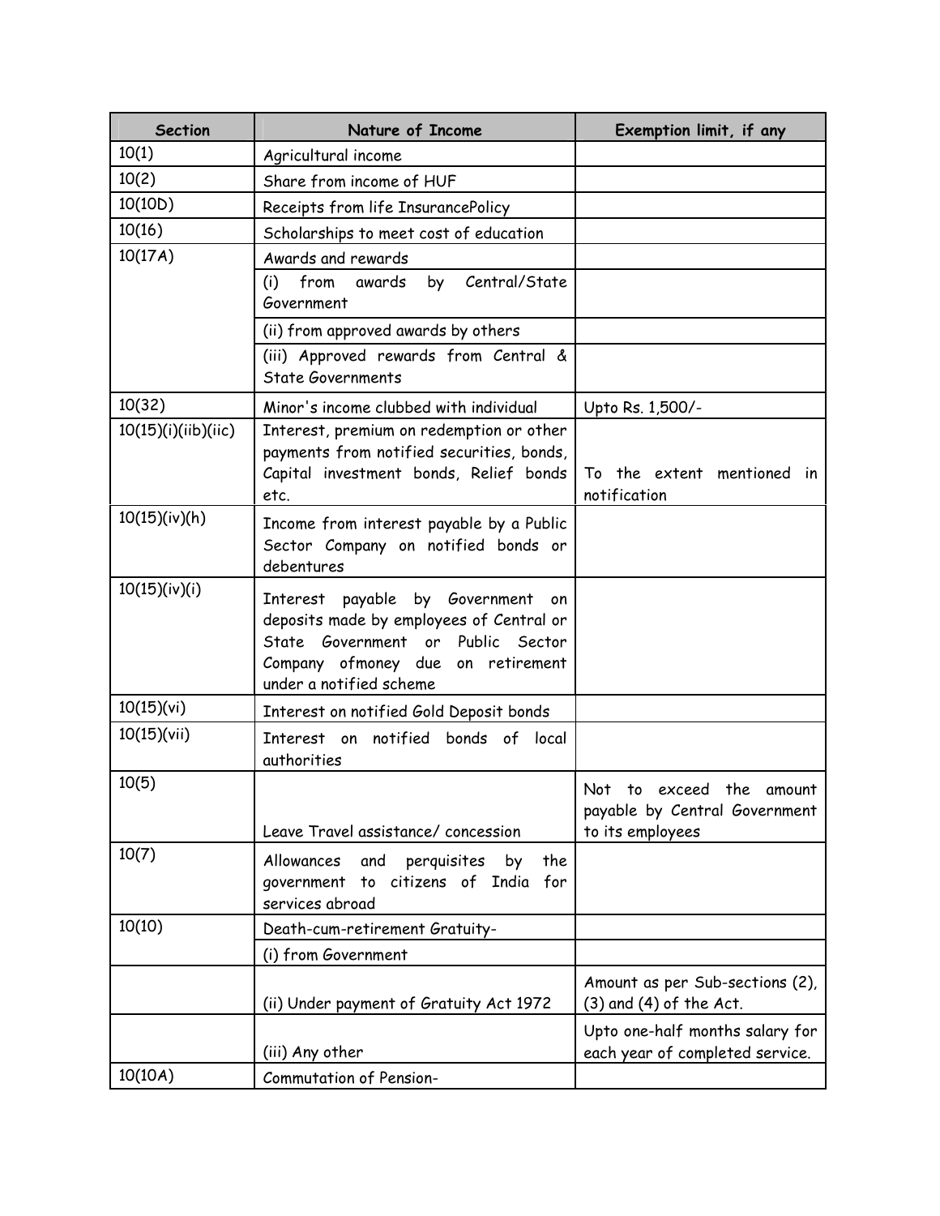| Section | Nature of Income | Exemption limit, if any |
|---|---|---|
| 10(1) | Agricultural income | |
| 10(2) | Share from income of HUF | |
| 10(10D) | Receipts from life InsurancePolicy | |
| 10(16) | Scholarships to meet cost of education | |
| 10(17A) | Awards and rewards | |
| | (i) from awards by Central/State Government | |
| | (ii) from approved awards by others | |
| | (iii) Approved rewards from Central & State Governments | |
| 10(32) | Minor's income clubbed with individual | Upto Rs. 1,500/- |
| 10(15)(i)(iib)(iic) | Interest, premium on redemption or other payments from notified securities, bonds, Capital investment bonds, Relief bonds etc. | To the extent mentioned in notification |
| 10(15)(iv)(h) | Income from interest payable by a Public Sector Company on notified bonds or debentures | |
| 10(15)(iv)(i) | Interest payable by Government on deposits made by employees of Central or State Government or Public Sector Company ofmoney due on retirement under a notified scheme | |
| 10(15)(vi) | Interest on notified Gold Deposit bonds | |
| 10(15)(vii) | Interest on notified bonds of local authorities | |
| 10(5) | Leave Travel assistance/ concession | Not to exceed the amount payable by Central Government to its employees |
| 10(7) | Allowances and perquisites by the government to citizens of India for services abroad | |
| 10(10) | Death-cum-retirement Gratuity- | |
| | (i) from Government | |
| | (ii) Under payment of Gratuity Act 1972 | Amount as per Sub-sections (2), (3) and (4) of the Act. |
| | (iii) Any other | Upto one-half months salary for each year of completed service. |
| 10(10A) | Commutation of Pension- | |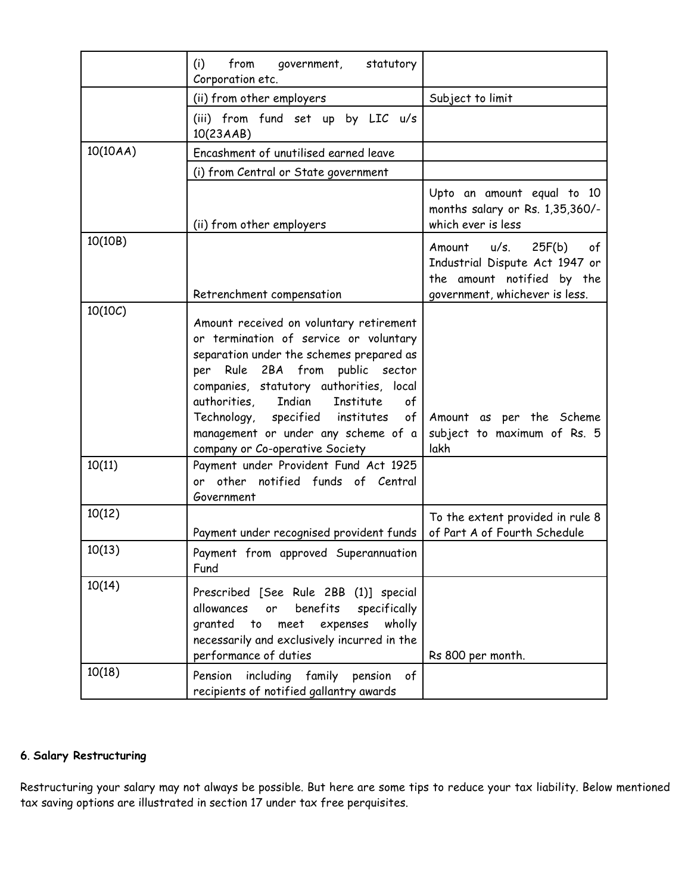| | | |
|---|---|---|
| | (i) from government, statutory Corporation etc. | |
| | (ii) from other employers | Subject to limit |
| | (iii) from fund set up by LIC u/s 10(23AAB) | |
| 10(10AA) | Encashment of unutilised earned leave | |
| | (i) from Central or State government | |
| | (ii) from other employers | Upto an amount equal to 10 months salary or Rs. 1,35,360/- which ever is less |
| 10(10B) | Retrenchment compensation | Amount u/s. 25F(b) of Industrial Dispute Act 1947 or the amount notified by the government, whichever is less. |
| 10(10C) | Amount received on voluntary retirement or termination of service or voluntary separation under the schemes prepared as per Rule 2BA from public sector companies, statutory authorities, local authorities, Indian Institute of Technology, specified institutes of management or under any scheme of a company or Co-operative Society | Amount as per the Scheme subject to maximum of Rs. 5 lakh |
| 10(11) | Payment under Provident Fund Act 1925 or other notified funds of Central Government | |
| 10(12) | Payment under recognised provident funds | To the extent provided in rule 8 of Part A of Fourth Schedule |
| 10(13) | Payment from approved Superannuation Fund | |
| 10(14) | Prescribed [See Rule 2BB (1)] special allowances or benefits specifically granted to meet expenses wholly necessarily and exclusively incurred in the performance of duties | Rs 800 per month. |
| 10(18) | Pension including family pension of recipients of notified gallantry awards | |

**6. Salary Restructuring**

Restructuring your salary may not always be possible. But here are some tips to reduce your tax liability. Below mentioned tax saving options are illustrated in section 17 under tax free perquisites.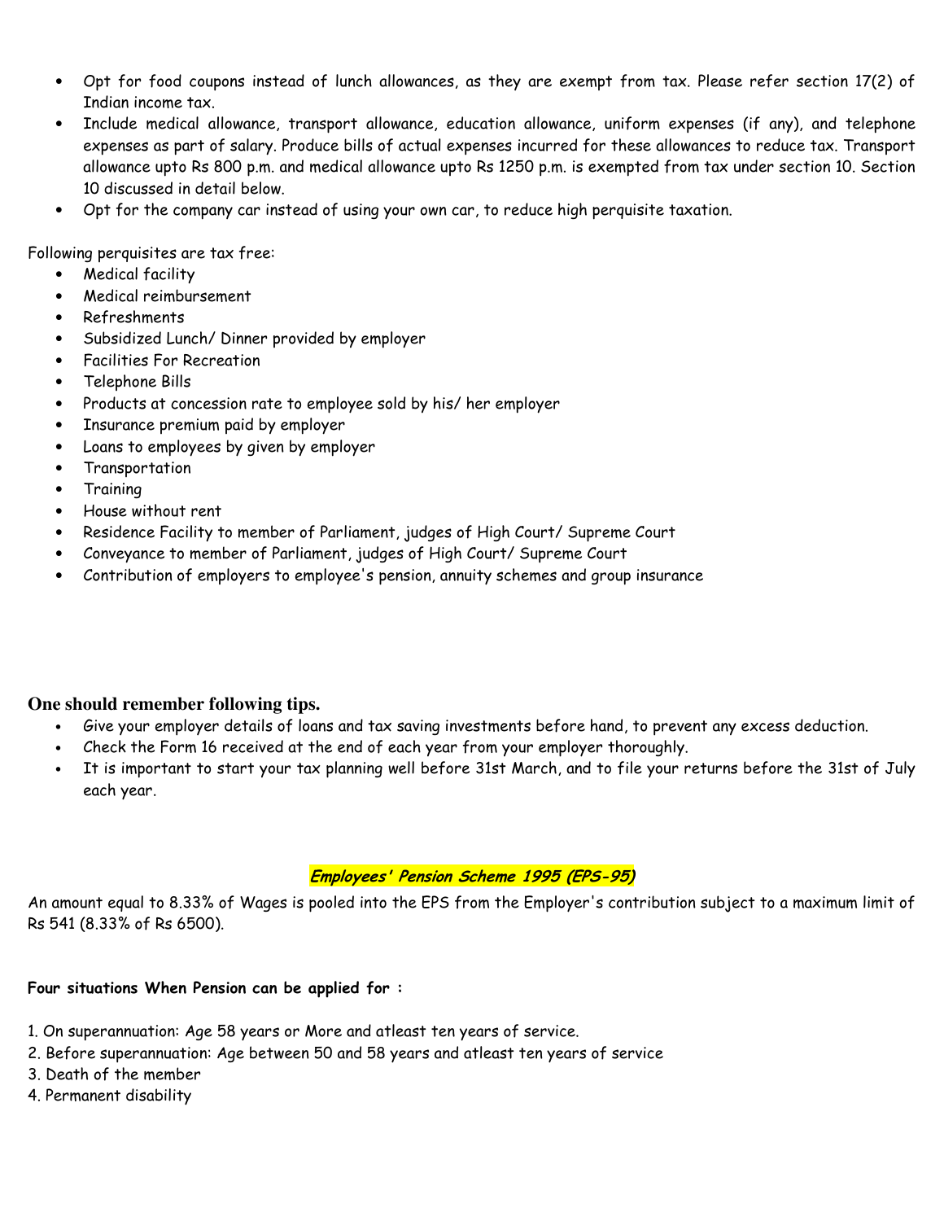- Opt for food coupons instead of lunch allowances, as they are exempt from tax. Please refer section 17(2) of Indian income tax.
- Include medical allowance, transport allowance, education allowance, uniform expenses (if any), and telephone expenses as part of salary. Produce bills of actual expenses incurred for these allowances to reduce tax. Transport allowance upto Rs 800 p.m. and medical allowance upto Rs 1250 p.m. is exempted from tax under section 10. Section 10 discussed in detail below.
- Opt for the company car instead of using your own car, to reduce high perquisite taxation.

Following perquisites are tax free:

- Medical facility
- Medical reimbursement
- Refreshments
- Subsidized Lunch/ Dinner provided by employer
- Facilities For Recreation
- Telephone Bills
- Products at concession rate to employee sold by his/ her employer
- Insurance premium paid by employer
- Loans to employees by given by employer
- Transportation
- Training
- House without rent
- Residence Facility to member of Parliament, judges of High Court/ Supreme Court
- Conveyance to member of Parliament, judges of High Court/ Supreme Court
- Contribution of employers to employee's pension, annuity schemes and group insurance

### One should remember following tips.

- Give your employer details of loans and tax saving investments before hand, to prevent any excess deduction.
- Check the Form 16 received at the end of each year from your employer thoroughly.
- It is important to start your tax planning well before 31st March, and to file your returns before the 31st of July each year.

## *Employees' Pension Scheme 1995 (EPS-95)*

An amount equal to 8.33% of Wages is pooled into the EPS from the Employer's contribution subject to a maximum limit of Rs 541 (8.33% of Rs 6500).

**Four situations When Pension can be applied for :**

1. On superannuation: Age 58 years or More and atleast ten years of service.
2. Before superannuation: Age between 50 and 58 years and atleast ten years of service
3. Death of the member
4. Permanent disability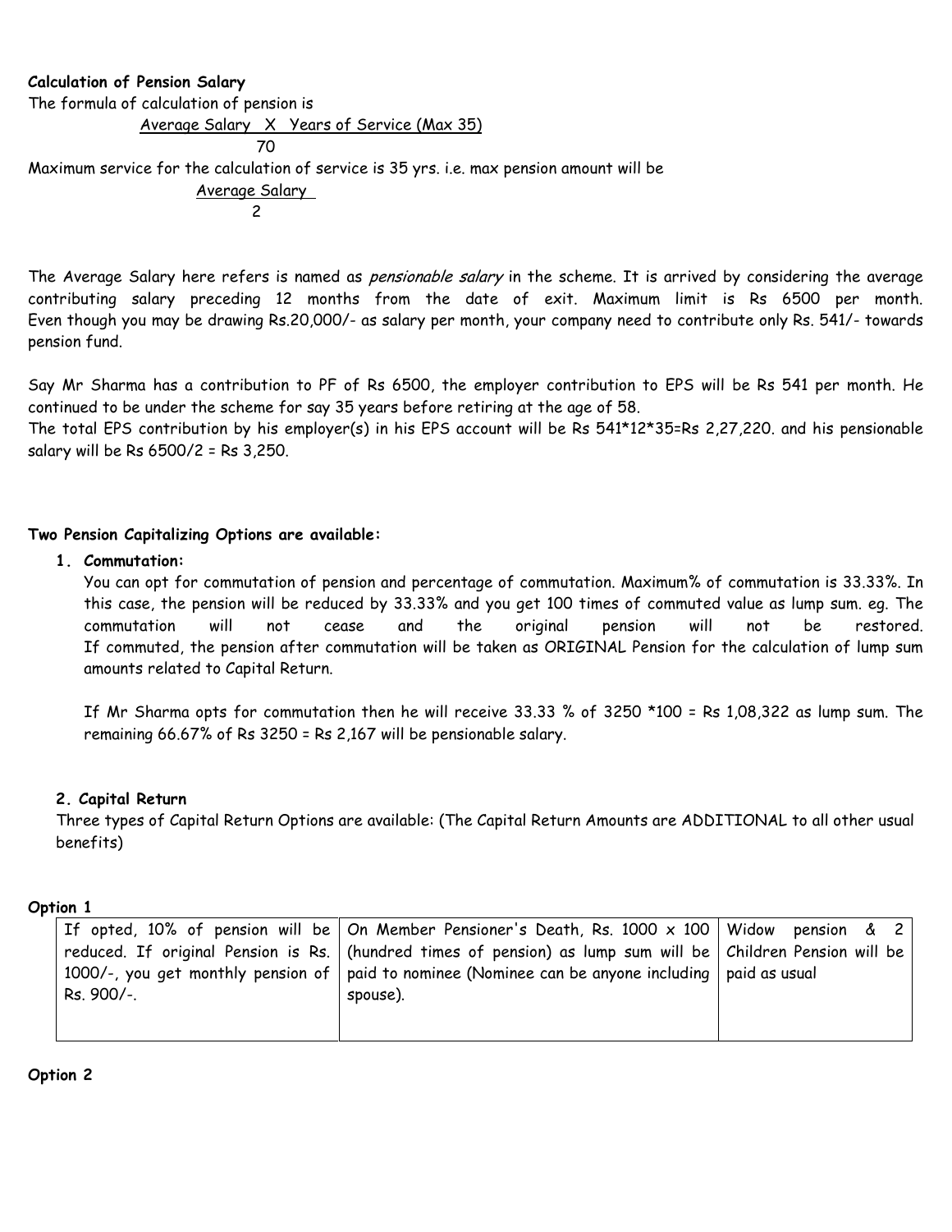**Calculation of Pension Salary**

The formula of calculation of pension is

$$\frac{\text{Average Salary} \times \text{Years of Service (Max 35)}}{70}$$

Maximum service for the calculation of service is 35 yrs. i.e. max pension amount will be

$$\frac{\text{Average Salary}}{2}$$

The Average Salary here refers is named as *pensionable salary* in the scheme. It is arrived by considering the average contributing salary preceding 12 months from the date of exit. Maximum limit is Rs 6500 per month. Even though you may be drawing Rs.20,000/- as salary per month, your company need to contribute only Rs. 541/- towards pension fund.

Say Mr Sharma has a contribution to PF of Rs 6500, the employer contribution to EPS will be Rs 541 per month. He continued to be under the scheme for say 35 years before retiring at the age of 58.

The total EPS contribution by his employer(s) in his EPS account will be Rs 541*12*35=Rs 2,27,220. and his pensionable salary will be Rs 6500/2 = Rs 3,250.

**Two Pension Capitalizing Options are available:**

1. **Commutation:**

   You can opt for commutation of pension and percentage of commutation. Maximum% of commutation is 33.33%. In this case, the pension will be reduced by 33.33% and you get 100 times of commuted value as lump sum. eg. The commutation will not cease and the original pension will not be restored. If commuted, the pension after commutation will be taken as ORIGINAL Pension for the calculation of lump sum amounts related to Capital Return.

   If Mr Sharma opts for commutation then he will receive 33.33 % of 3250 *100 = Rs 1,08,322 as lump sum. The remaining 66.67% of Rs 3250 = Rs 2,167 will be pensionable salary.

2. **Capital Return**

   Three types of Capital Return Options are available: (The Capital Return Amounts are ADDITIONAL to all other usual benefits)

**Option 1**

| | | |
|---|---|---|
| If opted, 10% of pension will be reduced. If original Pension is Rs. 1000/-, you get monthly pension of Rs. 900/-. | On Member Pensioner's Death, Rs. 1000 x 100 (hundred times of pension) as lump sum will be paid to nominee (Nominee can be anyone including spouse). | Widow pension & 2 Children Pension will be paid as usual |

**Option 2**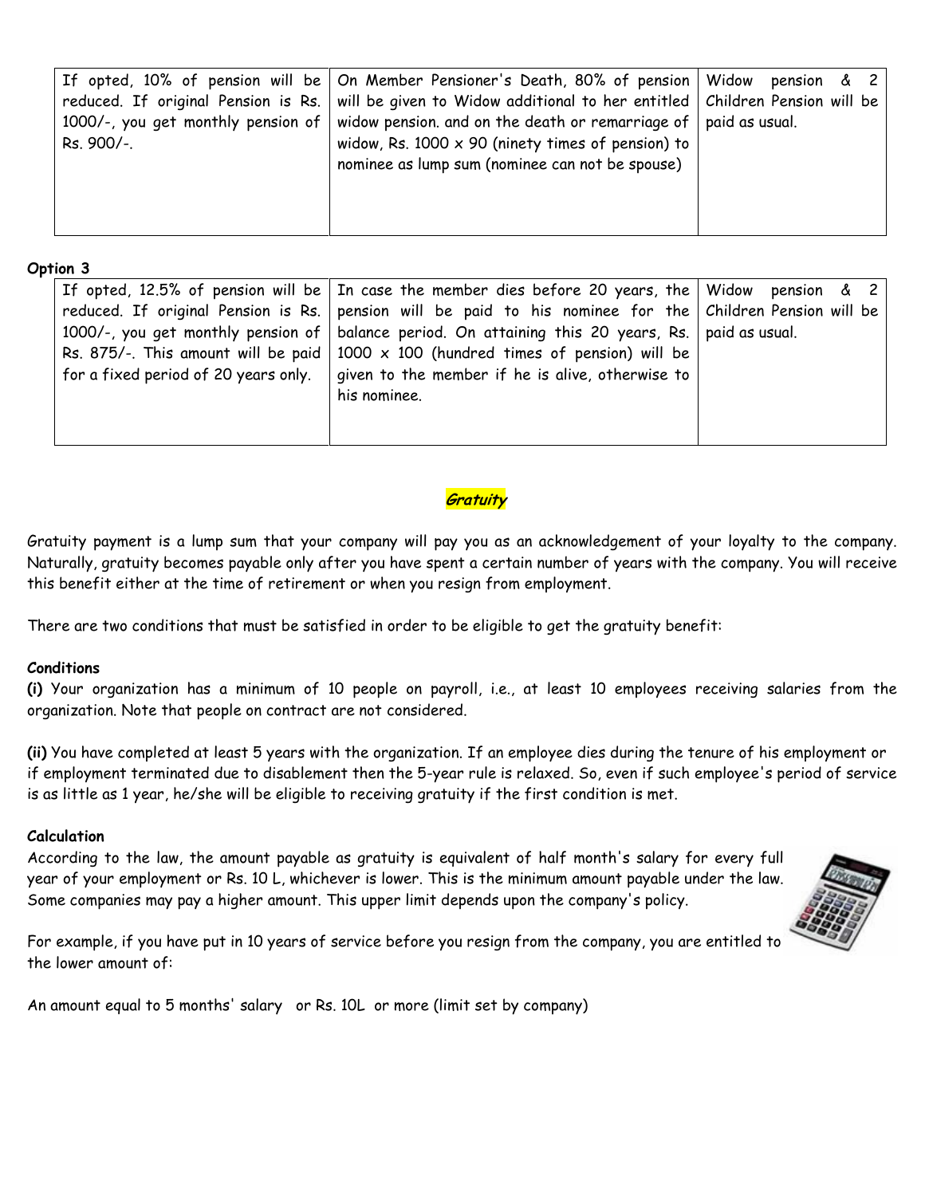| If opted, 10% of pension will be reduced. If original Pension is Rs. 1000/-, you get monthly pension of Rs. 900/-. | On Member Pensioner's Death, 80% of pension will be given to Widow additional to her entitled widow pension. and on the death or remarriage of widow, Rs. 1000 x 90 (ninety times of pension) to nominee as lump sum (nominee can not be spouse) | Widow pension & 2 Children Pension will be paid as usual. |
|---|---|---|

**Option 3**

| If opted, 12.5% of pension will be reduced. If original Pension is Rs. 1000/-, you get monthly pension of Rs. 875/-. This amount will be paid for a fixed period of 20 years only. | In case the member dies before 20 years, the pension will be paid to his nominee for the balance period. On attaining this 20 years, Rs. 1000 x 100 (hundred times of pension) will be given to the member if he is alive, otherwise to his nominee. | Widow pension & 2 Children Pension will be paid as usual. |
|---|---|---|

## ***Gratuity***

Gratuity payment is a lump sum that your company will pay you as an acknowledgement of your loyalty to the company. Naturally, gratuity becomes payable only after you have spent a certain number of years with the company. You will receive this benefit either at the time of retirement or when you resign from employment.

There are two conditions that must be satisfied in order to be eligible to get the gratuity benefit:

**Conditions**

**(i)** Your organization has a minimum of 10 people on payroll, i.e., at least 10 employees receiving salaries from the organization. Note that people on contract are not considered.

**(ii)** You have completed at least 5 years with the organization. If an employee dies during the tenure of his employment or if employment terminated due to disablement then the 5-year rule is relaxed. So, even if such employee's period of service is as little as 1 year, he/she will be eligible to receiving gratuity if the first condition is met.

**Calculation**

According to the law, the amount payable as gratuity is equivalent of half month's salary for every full year of your employment or Rs. 10 L, whichever is lower. This is the minimum amount payable under the law. Some companies may pay a higher amount. This upper limit depends upon the company's policy.

For example, if you have put in 10 years of service before you resign from the company, you are entitled to the lower amount of:

An amount equal to 5 months' salary or Rs. 10L or more (limit set by company)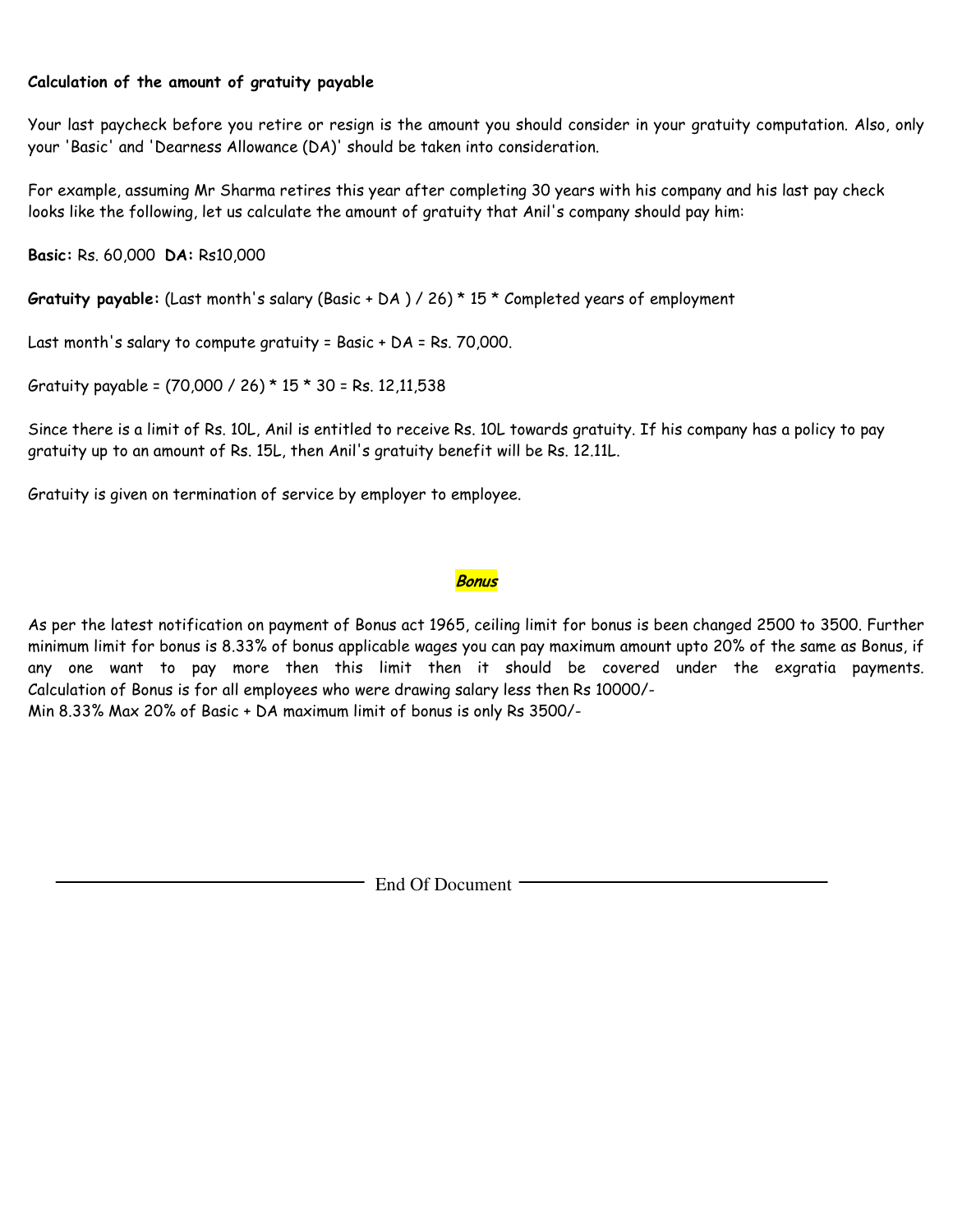**Calculation of the amount of gratuity payable**

Your last paycheck before you retire or resign is the amount you should consider in your gratuity computation. Also, only your 'Basic' and 'Dearness Allowance (DA)' should be taken into consideration.

For example, assuming Mr Sharma retires this year after completing 30 years with his company and his last pay check looks like the following, let us calculate the amount of gratuity that Anil's company should pay him:

**Basic:** Rs. 60,000 **DA:** Rs10,000

**Gratuity payable:** (Last month's salary (Basic + DA ) / 26) * 15 * Completed years of employment

Last month's salary to compute gratuity = Basic + DA = Rs. 70,000.

Gratuity payable = (70,000 / 26) * 15 * 30 = Rs. 12,11,538

Since there is a limit of Rs. 10L, Anil is entitled to receive Rs. 10L towards gratuity. If his company has a policy to pay gratuity up to an amount of Rs. 15L, then Anil's gratuity benefit will be Rs. 12.11L.

Gratuity is given on termination of service by employer to employee.

## ***Bonus***

As per the latest notification on payment of Bonus act 1965, ceiling limit for bonus is been changed 2500 to 3500. Further minimum limit for bonus is 8.33% of bonus applicable wages you can pay maximum amount upto 20% of the same as Bonus, if any one want to pay more then this limit then it should be covered under the exgratia payments. Calculation of Bonus is for all employees who were drawing salary less then Rs 10000/-
Min 8.33% Max 20% of Basic + DA maximum limit of bonus is only Rs 3500/-

End Of Document